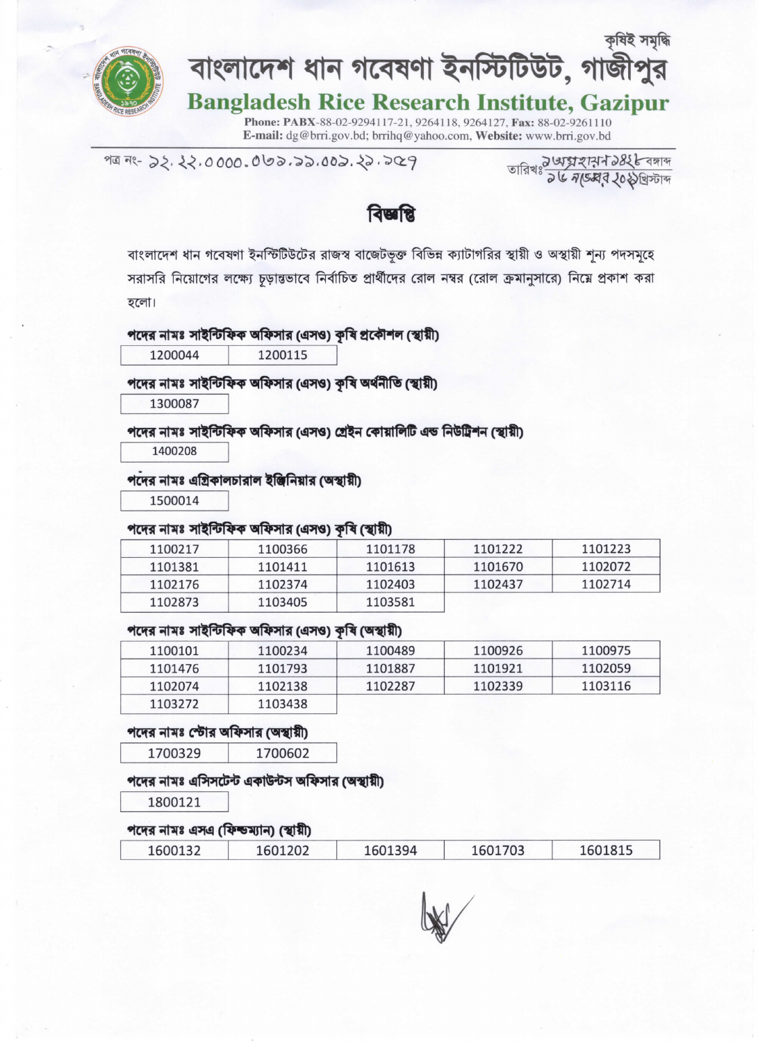কৃষিই সমৃদ্ধি

# বাংলাদেশ ধান গবেষণা ইনস্টিটিউট, গাজীপুর

## Bangladesh Rice Research Institute, Gazipur

**Phone: PABX**-88-02-9294117-21, 9264118, 9264127, **Fax:** 88-02-9261110
**E-mail:** dg@brri.gov.bd; brrihq@yahoo.com, **Website:** www.brri.gov.bd

পত্র নং- ১২.২২.০০০০.০৬১.১১.০০১.২১.৯৫৭

তারিখঃ ২অগ্রহায়ন ১৪২৮ বঙ্গাব্দ
১৮ নভেম্বর ২০২১খ্রিস্টাব্দ

## বিজ্ঞপ্তি

বাংলাদেশ ধান গবেষণা ইনস্টিটিউটের রাজস্ব বাজেটভুক্ত বিভিন্ন ক্যাটাগরির স্থায়ী ও অস্থায়ী শূন্য পদসমূহে সরাসরি নিয়োগের লক্ষ্যে চূড়ান্তভাবে নির্বাচিত প্রার্থীদের রোল নম্বর (রোল ক্রমানুসারে) নিম্নে প্রকাশ করা হলো।

**পদের নামঃ সাইন্টিফিক অফিসার (এসও) কৃষি প্রকৌশল (স্থায়ী)**

| | |
|---|---|
| 1200044 | 1200115 |

**পদের নামঃ সাইন্টিফিক অফিসার (এসও) কৃষি অর্থনীতি (স্থায়ী)**

| |
|---|
| 1300087 |

**পদের নামঃ সাইন্টিফিক অফিসার (এসও) গ্রেইন কোয়ালিটি এন্ড নিউট্রিশন (স্থায়ী)**

| |
|---|
| 1400208 |

**পদের নামঃ এগ্রিকালচারাল ইঞ্জিনিয়ার (অস্থায়ী)**

| |
|---|
| 1500014 |

**পদের নামঃ সাইন্টিফিক অফিসার (এসও) কৃষি (স্থায়ী)**

| | | | | |
|---|---|---|---|---|
| 1100217 | 1100366 | 1101178 | 1101222 | 1101223 |
| 1101381 | 1101411 | 1101613 | 1101670 | 1102072 |
| 1102176 | 1102374 | 1102403 | 1102437 | 1102714 |
| 1102873 | 1103405 | 1103581 | | |

**পদের নামঃ সাইন্টিফিক অফিসার (এসও) কৃষি (অস্থায়ী)**

| | | | | |
|---|---|---|---|---|
| 1100101 | 1100234 | 1100489 | 1100926 | 1100975 |
| 1101476 | 1101793 | 1101887 | 1101921 | 1102059 |
| 1102074 | 1102138 | 1102287 | 1102339 | 1103116 |
| 1103272 | 1103438 | | | |

**পদের নামঃ স্টোর অফিসার (অস্থায়ী)**

| | |
|---|---|
| 1700329 | 1700602 |

**পদের নামঃ এসিসটেন্ট একাউন্টস অফিসার (অস্থায়ী)**

| |
|---|
| 1800121 |

**পদের নামঃ এসএ (ফিল্ডম্যান) (স্থায়ী)**

| | | | | |
|---|---|---|---|---|
| 1600132 | 1601202 | 1601394 | 1601703 | 1601815 |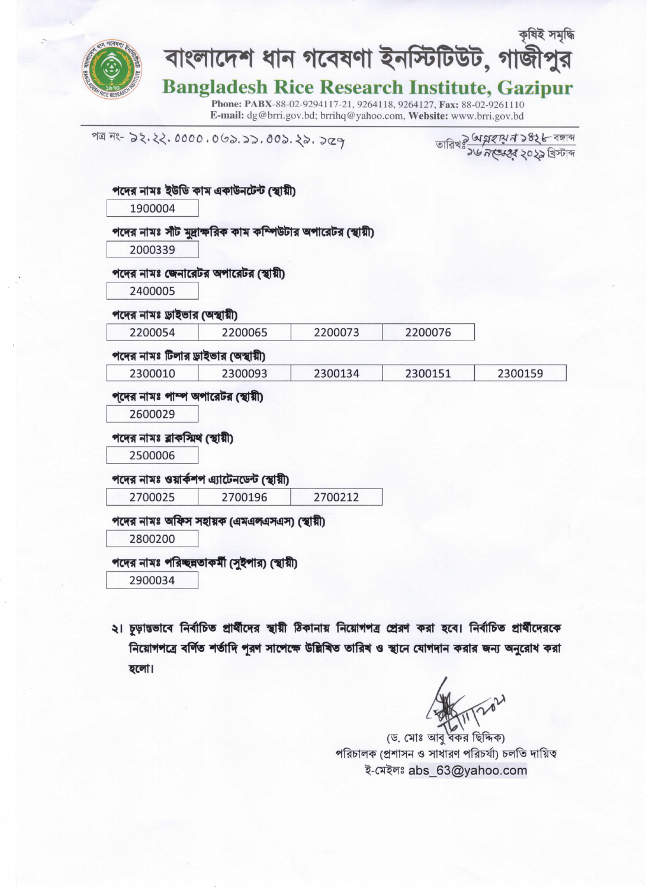কৃষিই সমৃদ্ধি

# বাংলাদেশ ধান গবেষণা ইনস্টিটিউট, গাজীপুর

## Bangladesh Rice Research Institute, Gazipur

**Phone: PABX**-88-02-9294117-21, 9264118, 9264127, **Fax:** 88-02-9261110
**E-mail:** dg@brri.gov.bd; brrihq@yahoo.com, **Website:** www.brri.gov.bd

পত্র নং- ১২.২২.০০০০.০৩৯.১১.০০১.২১.১৫৭

তারিখঃ ১ অগ্রহায়ন ১৪২৮ বঙ্গাব্দ
১৬ নভেম্বর ২০২১ খ্রিস্টাব্দ

**পদের নামঃ ইউডি কাম একাউনটেন্ট (স্থায়ী)**

| |
|---|
| 1900004 |

**পদের নামঃ সাঁট মুদ্রাক্ষরিক কাম কম্পিউটার অপারেটর (স্থায়ী)**

| |
|---|
| 2000339 |

**পদের নামঃ জেনারেটর অপারেটর (স্থায়ী)**

| |
|---|
| 2400005 |

**পদের নামঃ ড্রাইভার (অস্থায়ী)**

| | | | |
|---|---|---|---|
| 2200054 | 2200065 | 2200073 | 2200076 |

**পদের নামঃ টিলার ড্রাইভার (অস্থায়ী)**

| | | | | |
|---|---|---|---|---|
| 2300010 | 2300093 | 2300134 | 2300151 | 2300159 |

**পদের নামঃ পাম্প অপারেটর (স্থায়ী)**

| |
|---|
| 2600029 |

**পদের নামঃ ব্লাকস্মিথ (স্থায়ী)**

| |
|---|
| 2500006 |

**পদের নামঃ ওয়ার্কশপ এ্যাটেনডেন্ট (স্থায়ী)**

| | | |
|---|---|---|
| 2700025 | 2700196 | 2700212 |

**পদের নামঃ অফিস সহায়ক (এমএলএসএস) (স্থায়ী)**

| |
|---|
| 2800200 |

**পদের নামঃ পরিচ্ছন্নতাকর্মী (সুইপার) (স্থায়ী)**

| |
|---|
| 2900034 |

**২। চূড়ান্তভাবে নির্বাচিত প্রার্থীদের স্থায়ী ঠিকানায় নিয়োগপত্র প্রেরণ করা হবে। নির্বাচিত প্রার্থীদেরকে নিয়োগপত্রে বর্ণিত শর্তাদি পূরণ সাপেক্ষে উল্লিখিত তারিখ ও স্থানে যোগদান করার জন্য অনুরোধ করা হলো।**

১৬/১১/২০২১

(ড. মোঃ আবু বকর ছিদ্দিক)
পরিচালক (প্রশাসন ও সাধারণ পরিচর্যা) চলতি দায়িত্ব
ই-মেইলঃ abs_63@yahoo.com